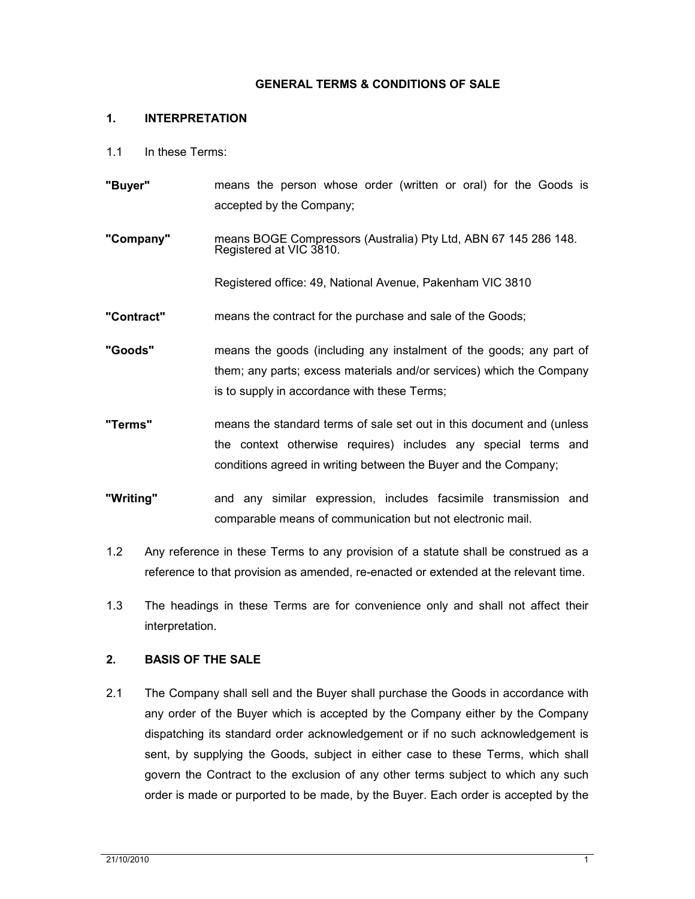# GENERAL TERMS & CONDITIONS OF SALE

## 1. INTERPRETATION

1.1 In these Terms:

**"Buyer"** means the person whose order (written or oral) for the Goods is accepted by the Company;

**"Company"** means BOGE Compressors (Australia) Pty Ltd, ABN 67 145 286 148. Registered at VIC 3810.

Registered office: 49, National Avenue, Pakenham VIC 3810

**"Contract"** means the contract for the purchase and sale of the Goods;

**"Goods"** means the goods (including any instalment of the goods; any part of them; any parts; excess materials and/or services) which the Company is to supply in accordance with these Terms;

**"Terms"** means the standard terms of sale set out in this document and (unless the context otherwise requires) includes any special terms and conditions agreed in writing between the Buyer and the Company;

**"Writing"** and any similar expression, includes facsimile transmission and comparable means of communication but not electronic mail.

1.2 Any reference in these Terms to any provision of a statute shall be construed as a reference to that provision as amended, re-enacted or extended at the relevant time.

1.3 The headings in these Terms are for convenience only and shall not affect their interpretation.

## 2. BASIS OF THE SALE

2.1 The Company shall sell and the Buyer shall purchase the Goods in accordance with any order of the Buyer which is accepted by the Company either by the Company dispatching its standard order acknowledgement or if no such acknowledgement is sent, by supplying the Goods, subject in either case to these Terms, which shall govern the Contract to the exclusion of any other terms subject to which any such order is made or purported to be made, by the Buyer. Each order is accepted by the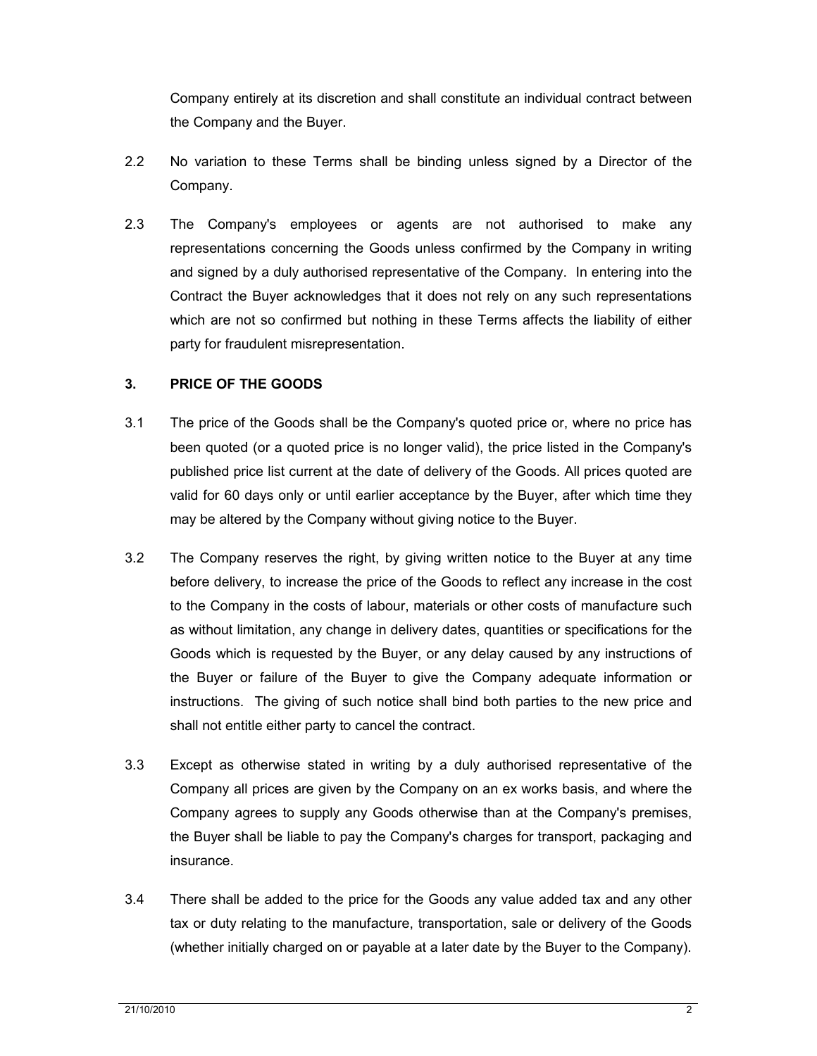Company entirely at its discretion and shall constitute an individual contract between the Company and the Buyer.

2.2 No variation to these Terms shall be binding unless signed by a Director of the Company.

2.3 The Company's employees or agents are not authorised to make any representations concerning the Goods unless confirmed by the Company in writing and signed by a duly authorised representative of the Company. In entering into the Contract the Buyer acknowledges that it does not rely on any such representations which are not so confirmed but nothing in these Terms affects the liability of either party for fraudulent misrepresentation.

## 3. PRICE OF THE GOODS

3.1 The price of the Goods shall be the Company's quoted price or, where no price has been quoted (or a quoted price is no longer valid), the price listed in the Company's published price list current at the date of delivery of the Goods. All prices quoted are valid for 60 days only or until earlier acceptance by the Buyer, after which time they may be altered by the Company without giving notice to the Buyer.

3.2 The Company reserves the right, by giving written notice to the Buyer at any time before delivery, to increase the price of the Goods to reflect any increase in the cost to the Company in the costs of labour, materials or other costs of manufacture such as without limitation, any change in delivery dates, quantities or specifications for the Goods which is requested by the Buyer, or any delay caused by any instructions of the Buyer or failure of the Buyer to give the Company adequate information or instructions. The giving of such notice shall bind both parties to the new price and shall not entitle either party to cancel the contract.

3.3 Except as otherwise stated in writing by a duly authorised representative of the Company all prices are given by the Company on an ex works basis, and where the Company agrees to supply any Goods otherwise than at the Company's premises, the Buyer shall be liable to pay the Company's charges for transport, packaging and insurance.

3.4 There shall be added to the price for the Goods any value added tax and any other tax or duty relating to the manufacture, transportation, sale or delivery of the Goods (whether initially charged on or payable at a later date by the Buyer to the Company).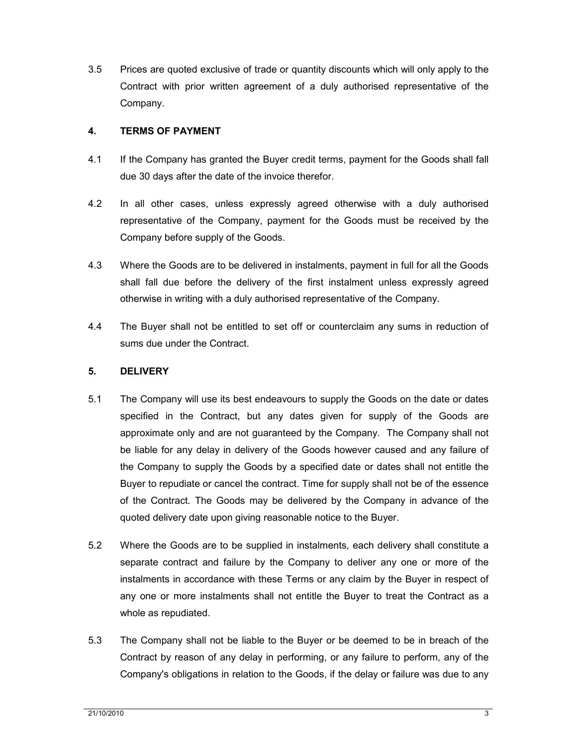3.5 Prices are quoted exclusive of trade or quantity discounts which will only apply to the Contract with prior written agreement of a duly authorised representative of the Company.

## 4. TERMS OF PAYMENT

4.1 If the Company has granted the Buyer credit terms, payment for the Goods shall fall due 30 days after the date of the invoice therefor.

4.2 In all other cases, unless expressly agreed otherwise with a duly authorised representative of the Company, payment for the Goods must be received by the Company before supply of the Goods.

4.3 Where the Goods are to be delivered in instalments, payment in full for all the Goods shall fall due before the delivery of the first instalment unless expressly agreed otherwise in writing with a duly authorised representative of the Company.

4.4 The Buyer shall not be entitled to set off or counterclaim any sums in reduction of sums due under the Contract.

## 5. DELIVERY

5.1 The Company will use its best endeavours to supply the Goods on the date or dates specified in the Contract, but any dates given for supply of the Goods are approximate only and are not guaranteed by the Company. The Company shall not be liable for any delay in delivery of the Goods however caused and any failure of the Company to supply the Goods by a specified date or dates shall not entitle the Buyer to repudiate or cancel the contract. Time for supply shall not be of the essence of the Contract. The Goods may be delivered by the Company in advance of the quoted delivery date upon giving reasonable notice to the Buyer.

5.2 Where the Goods are to be supplied in instalments, each delivery shall constitute a separate contract and failure by the Company to deliver any one or more of the instalments in accordance with these Terms or any claim by the Buyer in respect of any one or more instalments shall not entitle the Buyer to treat the Contract as a whole as repudiated.

5.3 The Company shall not be liable to the Buyer or be deemed to be in breach of the Contract by reason of any delay in performing, or any failure to perform, any of the Company's obligations in relation to the Goods, if the delay or failure was due to any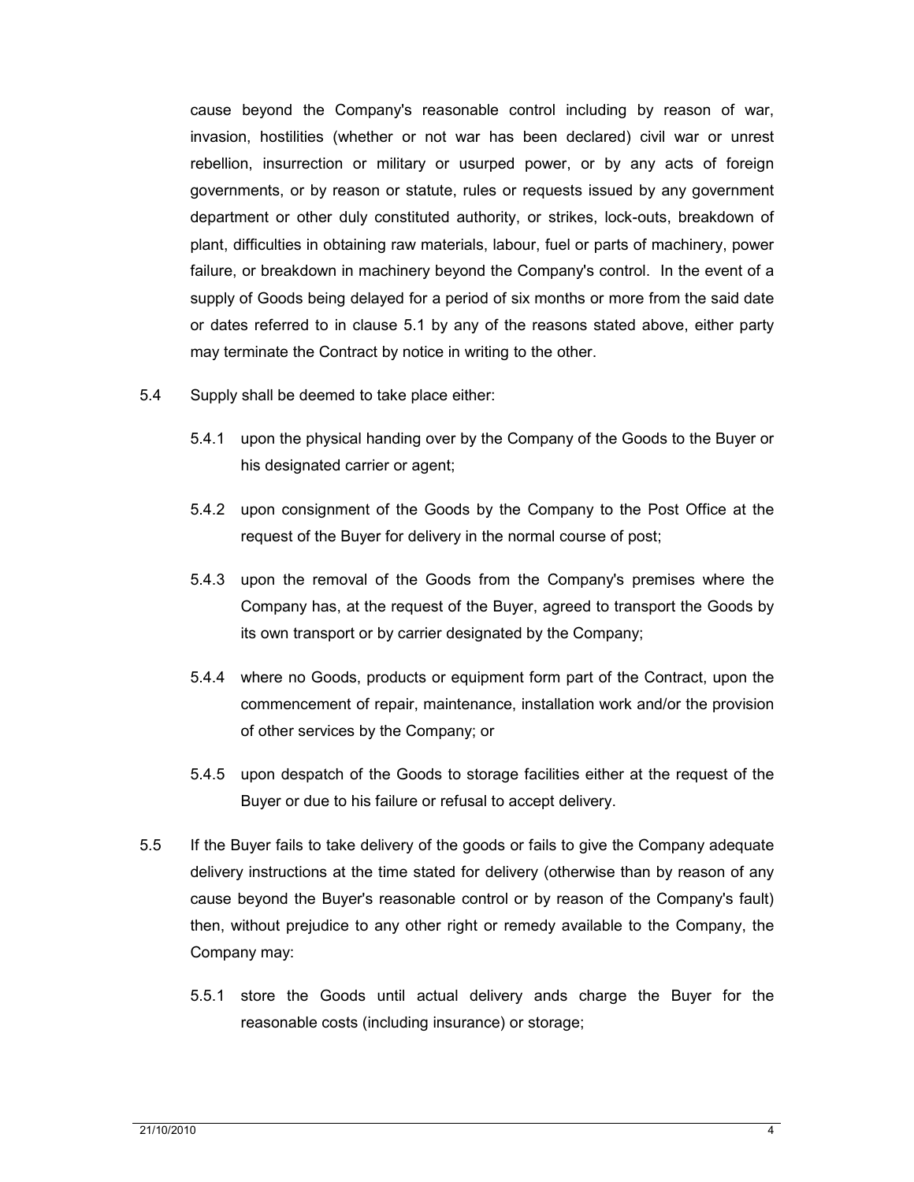cause beyond the Company's reasonable control including by reason of war, invasion, hostilities (whether or not war has been declared) civil war or unrest rebellion, insurrection or military or usurped power, or by any acts of foreign governments, or by reason or statute, rules or requests issued by any government department or other duly constituted authority, or strikes, lock-outs, breakdown of plant, difficulties in obtaining raw materials, labour, fuel or parts of machinery, power failure, or breakdown in machinery beyond the Company's control. In the event of a supply of Goods being delayed for a period of six months or more from the said date or dates referred to in clause 5.1 by any of the reasons stated above, either party may terminate the Contract by notice in writing to the other.

5.4 Supply shall be deemed to take place either:

5.4.1 upon the physical handing over by the Company of the Goods to the Buyer or his designated carrier or agent;

5.4.2 upon consignment of the Goods by the Company to the Post Office at the request of the Buyer for delivery in the normal course of post;

5.4.3 upon the removal of the Goods from the Company's premises where the Company has, at the request of the Buyer, agreed to transport the Goods by its own transport or by carrier designated by the Company;

5.4.4 where no Goods, products or equipment form part of the Contract, upon the commencement of repair, maintenance, installation work and/or the provision of other services by the Company; or

5.4.5 upon despatch of the Goods to storage facilities either at the request of the Buyer or due to his failure or refusal to accept delivery.

5.5 If the Buyer fails to take delivery of the goods or fails to give the Company adequate delivery instructions at the time stated for delivery (otherwise than by reason of any cause beyond the Buyer's reasonable control or by reason of the Company's fault) then, without prejudice to any other right or remedy available to the Company, the Company may:

5.5.1 store the Goods until actual delivery ands charge the Buyer for the reasonable costs (including insurance) or storage;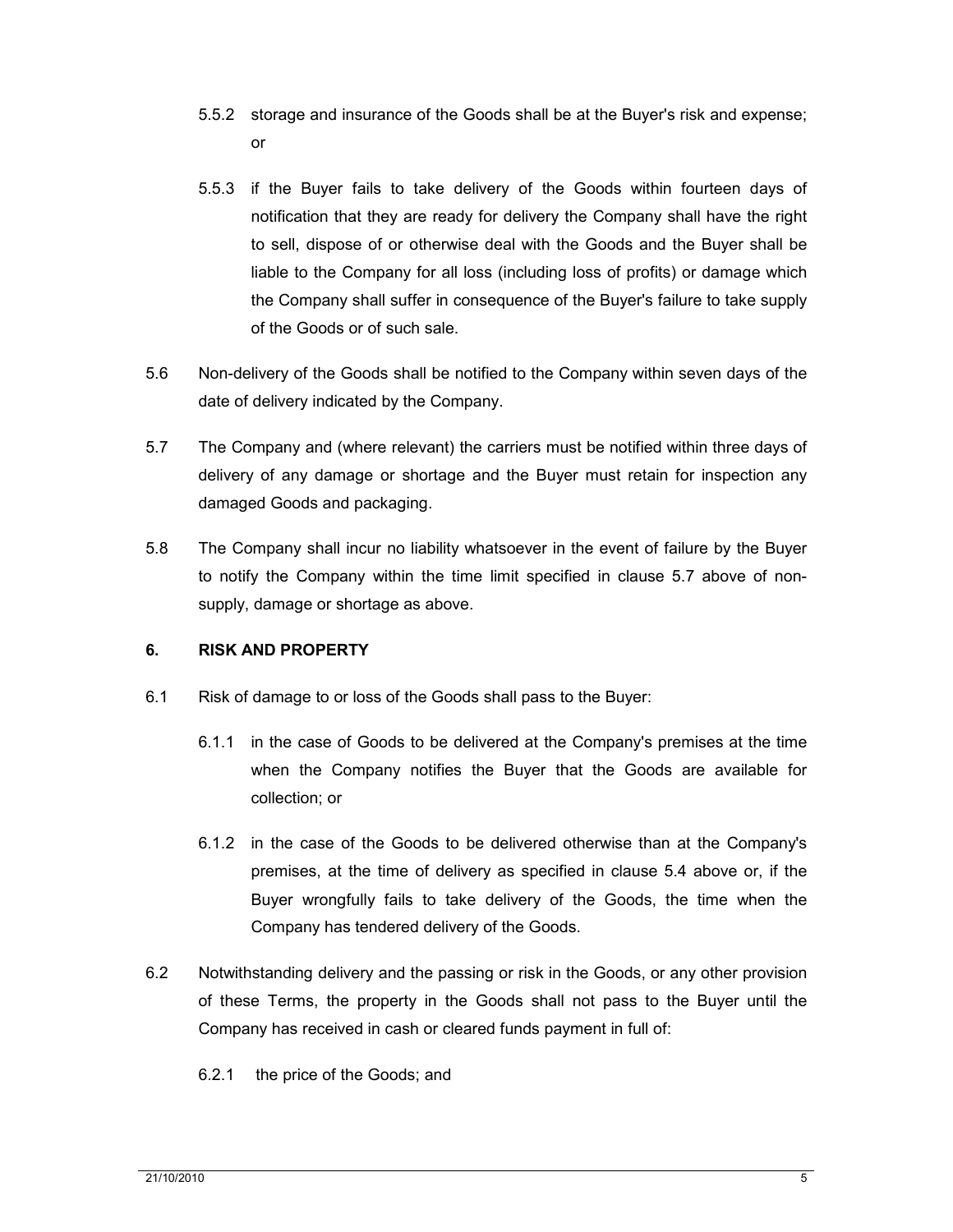5.5.2 storage and insurance of the Goods shall be at the Buyer's risk and expense; or

5.5.3 if the Buyer fails to take delivery of the Goods within fourteen days of notification that they are ready for delivery the Company shall have the right to sell, dispose of or otherwise deal with the Goods and the Buyer shall be liable to the Company for all loss (including loss of profits) or damage which the Company shall suffer in consequence of the Buyer's failure to take supply of the Goods or of such sale.

5.6 Non-delivery of the Goods shall be notified to the Company within seven days of the date of delivery indicated by the Company.

5.7 The Company and (where relevant) the carriers must be notified within three days of delivery of any damage or shortage and the Buyer must retain for inspection any damaged Goods and packaging.

5.8 The Company shall incur no liability whatsoever in the event of failure by the Buyer to notify the Company within the time limit specified in clause 5.7 above of non-supply, damage or shortage as above.

**6. RISK AND PROPERTY**

6.1 Risk of damage to or loss of the Goods shall pass to the Buyer:

6.1.1 in the case of Goods to be delivered at the Company's premises at the time when the Company notifies the Buyer that the Goods are available for collection; or

6.1.2 in the case of the Goods to be delivered otherwise than at the Company's premises, at the time of delivery as specified in clause 5.4 above or, if the Buyer wrongfully fails to take delivery of the Goods, the time when the Company has tendered delivery of the Goods.

6.2 Notwithstanding delivery and the passing or risk in the Goods, or any other provision of these Terms, the property in the Goods shall not pass to the Buyer until the Company has received in cash or cleared funds payment in full of:

6.2.1 the price of the Goods; and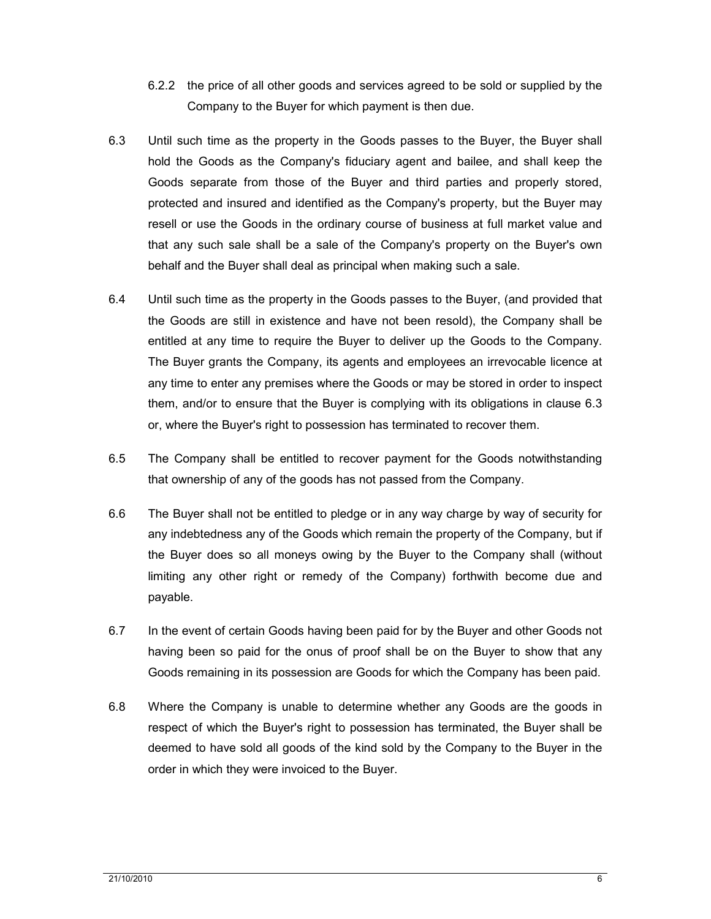6.2.2 the price of all other goods and services agreed to be sold or supplied by the Company to the Buyer for which payment is then due.

6.3 Until such time as the property in the Goods passes to the Buyer, the Buyer shall hold the Goods as the Company's fiduciary agent and bailee, and shall keep the Goods separate from those of the Buyer and third parties and properly stored, protected and insured and identified as the Company's property, but the Buyer may resell or use the Goods in the ordinary course of business at full market value and that any such sale shall be a sale of the Company's property on the Buyer's own behalf and the Buyer shall deal as principal when making such a sale.

6.4 Until such time as the property in the Goods passes to the Buyer, (and provided that the Goods are still in existence and have not been resold), the Company shall be entitled at any time to require the Buyer to deliver up the Goods to the Company. The Buyer grants the Company, its agents and employees an irrevocable licence at any time to enter any premises where the Goods or may be stored in order to inspect them, and/or to ensure that the Buyer is complying with its obligations in clause 6.3 or, where the Buyer's right to possession has terminated to recover them.

6.5 The Company shall be entitled to recover payment for the Goods notwithstanding that ownership of any of the goods has not passed from the Company.

6.6 The Buyer shall not be entitled to pledge or in any way charge by way of security for any indebtedness any of the Goods which remain the property of the Company, but if the Buyer does so all moneys owing by the Buyer to the Company shall (without limiting any other right or remedy of the Company) forthwith become due and payable.

6.7 In the event of certain Goods having been paid for by the Buyer and other Goods not having been so paid for the onus of proof shall be on the Buyer to show that any Goods remaining in its possession are Goods for which the Company has been paid.

6.8 Where the Company is unable to determine whether any Goods are the goods in respect of which the Buyer's right to possession has terminated, the Buyer shall be deemed to have sold all goods of the kind sold by the Company to the Buyer in the order in which they were invoiced to the Buyer.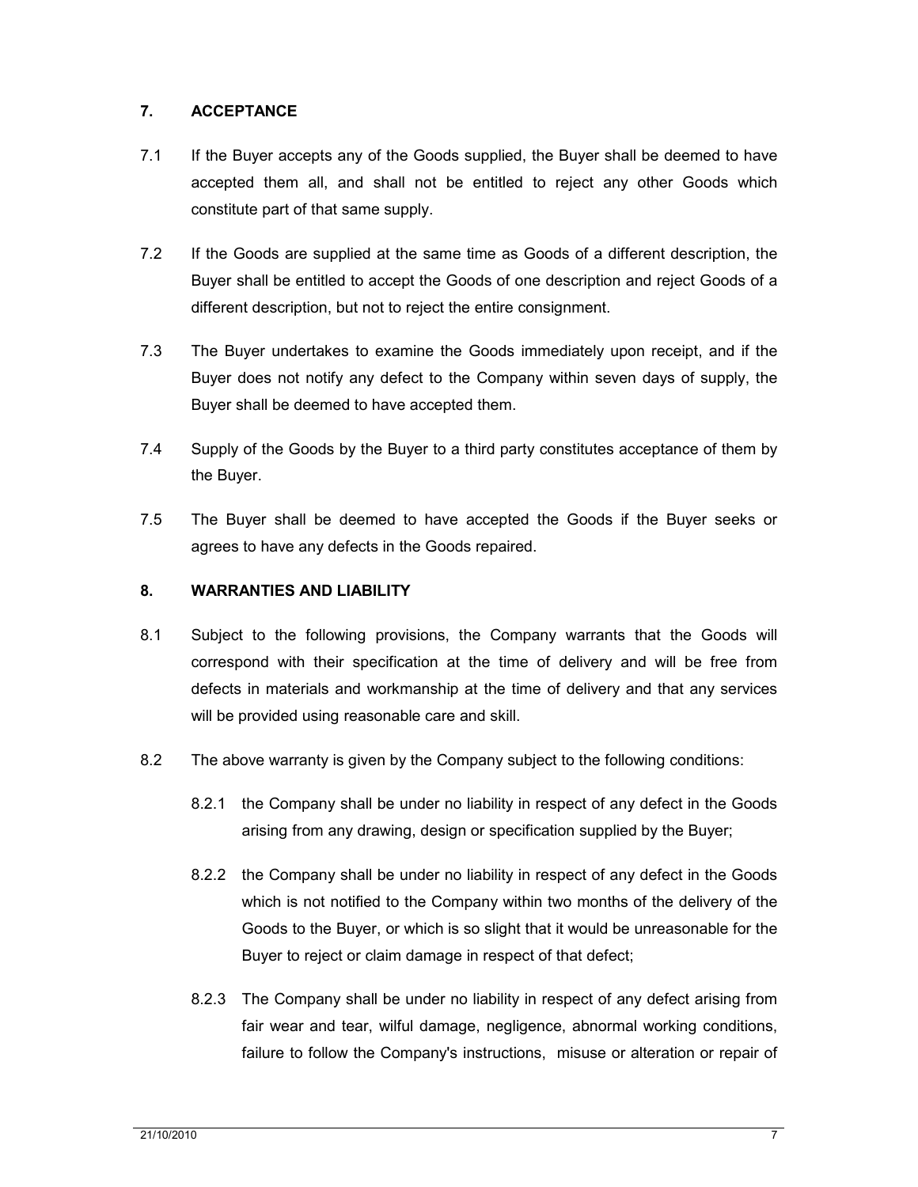## 7. ACCEPTANCE

7.1 If the Buyer accepts any of the Goods supplied, the Buyer shall be deemed to have accepted them all, and shall not be entitled to reject any other Goods which constitute part of that same supply.

7.2 If the Goods are supplied at the same time as Goods of a different description, the Buyer shall be entitled to accept the Goods of one description and reject Goods of a different description, but not to reject the entire consignment.

7.3 The Buyer undertakes to examine the Goods immediately upon receipt, and if the Buyer does not notify any defect to the Company within seven days of supply, the Buyer shall be deemed to have accepted them.

7.4 Supply of the Goods by the Buyer to a third party constitutes acceptance of them by the Buyer.

7.5 The Buyer shall be deemed to have accepted the Goods if the Buyer seeks or agrees to have any defects in the Goods repaired.

## 8. WARRANTIES AND LIABILITY

8.1 Subject to the following provisions, the Company warrants that the Goods will correspond with their specification at the time of delivery and will be free from defects in materials and workmanship at the time of delivery and that any services will be provided using reasonable care and skill.

8.2 The above warranty is given by the Company subject to the following conditions:

8.2.1 the Company shall be under no liability in respect of any defect in the Goods arising from any drawing, design or specification supplied by the Buyer;

8.2.2 the Company shall be under no liability in respect of any defect in the Goods which is not notified to the Company within two months of the delivery of the Goods to the Buyer, or which is so slight that it would be unreasonable for the Buyer to reject or claim damage in respect of that defect;

8.2.3 The Company shall be under no liability in respect of any defect arising from fair wear and tear, wilful damage, negligence, abnormal working conditions, failure to follow the Company's instructions, misuse or alteration or repair of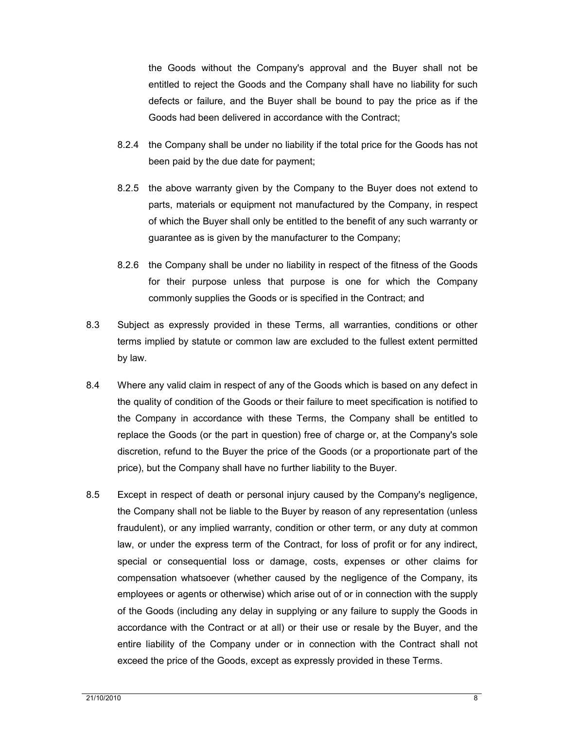the Goods without the Company's approval and the Buyer shall not be entitled to reject the Goods and the Company shall have no liability for such defects or failure, and the Buyer shall be bound to pay the price as if the Goods had been delivered in accordance with the Contract;

8.2.4 the Company shall be under no liability if the total price for the Goods has not been paid by the due date for payment;

8.2.5 the above warranty given by the Company to the Buyer does not extend to parts, materials or equipment not manufactured by the Company, in respect of which the Buyer shall only be entitled to the benefit of any such warranty or guarantee as is given by the manufacturer to the Company;

8.2.6 the Company shall be under no liability in respect of the fitness of the Goods for their purpose unless that purpose is one for which the Company commonly supplies the Goods or is specified in the Contract; and

8.3 Subject as expressly provided in these Terms, all warranties, conditions or other terms implied by statute or common law are excluded to the fullest extent permitted by law.

8.4 Where any valid claim in respect of any of the Goods which is based on any defect in the quality of condition of the Goods or their failure to meet specification is notified to the Company in accordance with these Terms, the Company shall be entitled to replace the Goods (or the part in question) free of charge or, at the Company's sole discretion, refund to the Buyer the price of the Goods (or a proportionate part of the price), but the Company shall have no further liability to the Buyer.

8.5 Except in respect of death or personal injury caused by the Company's negligence, the Company shall not be liable to the Buyer by reason of any representation (unless fraudulent), or any implied warranty, condition or other term, or any duty at common law, or under the express term of the Contract, for loss of profit or for any indirect, special or consequential loss or damage, costs, expenses or other claims for compensation whatsoever (whether caused by the negligence of the Company, its employees or agents or otherwise) which arise out of or in connection with the supply of the Goods (including any delay in supplying or any failure to supply the Goods in accordance with the Contract or at all) or their use or resale by the Buyer, and the entire liability of the Company under or in connection with the Contract shall not exceed the price of the Goods, except as expressly provided in these Terms.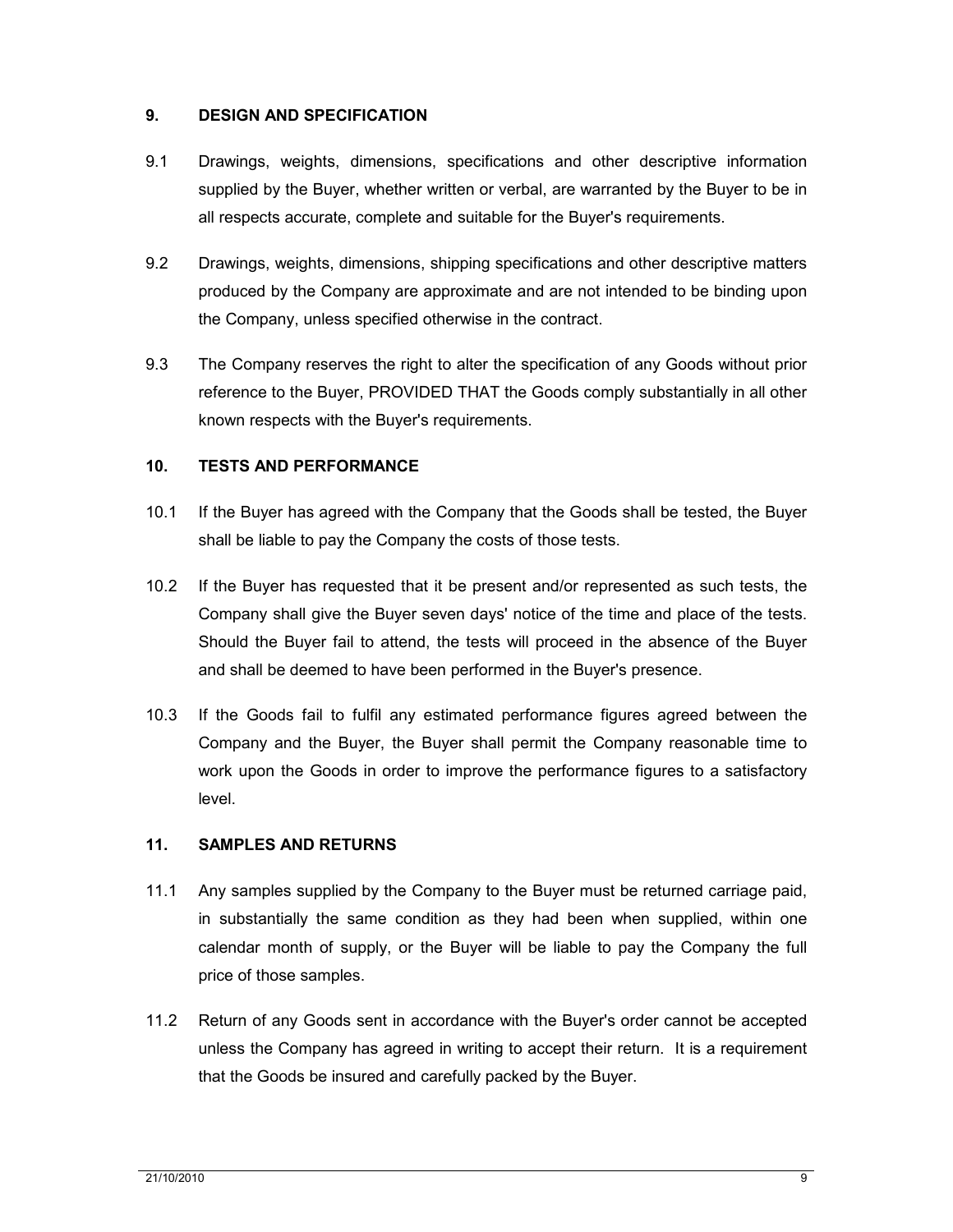## 9. DESIGN AND SPECIFICATION

9.1 Drawings, weights, dimensions, specifications and other descriptive information supplied by the Buyer, whether written or verbal, are warranted by the Buyer to be in all respects accurate, complete and suitable for the Buyer's requirements.

9.2 Drawings, weights, dimensions, shipping specifications and other descriptive matters produced by the Company are approximate and are not intended to be binding upon the Company, unless specified otherwise in the contract.

9.3 The Company reserves the right to alter the specification of any Goods without prior reference to the Buyer, PROVIDED THAT the Goods comply substantially in all other known respects with the Buyer's requirements.

## 10. TESTS AND PERFORMANCE

10.1 If the Buyer has agreed with the Company that the Goods shall be tested, the Buyer shall be liable to pay the Company the costs of those tests.

10.2 If the Buyer has requested that it be present and/or represented as such tests, the Company shall give the Buyer seven days' notice of the time and place of the tests. Should the Buyer fail to attend, the tests will proceed in the absence of the Buyer and shall be deemed to have been performed in the Buyer's presence.

10.3 If the Goods fail to fulfil any estimated performance figures agreed between the Company and the Buyer, the Buyer shall permit the Company reasonable time to work upon the Goods in order to improve the performance figures to a satisfactory level.

## 11. SAMPLES AND RETURNS

11.1 Any samples supplied by the Company to the Buyer must be returned carriage paid, in substantially the same condition as they had been when supplied, within one calendar month of supply, or the Buyer will be liable to pay the Company the full price of those samples.

11.2 Return of any Goods sent in accordance with the Buyer's order cannot be accepted unless the Company has agreed in writing to accept their return. It is a requirement that the Goods be insured and carefully packed by the Buyer.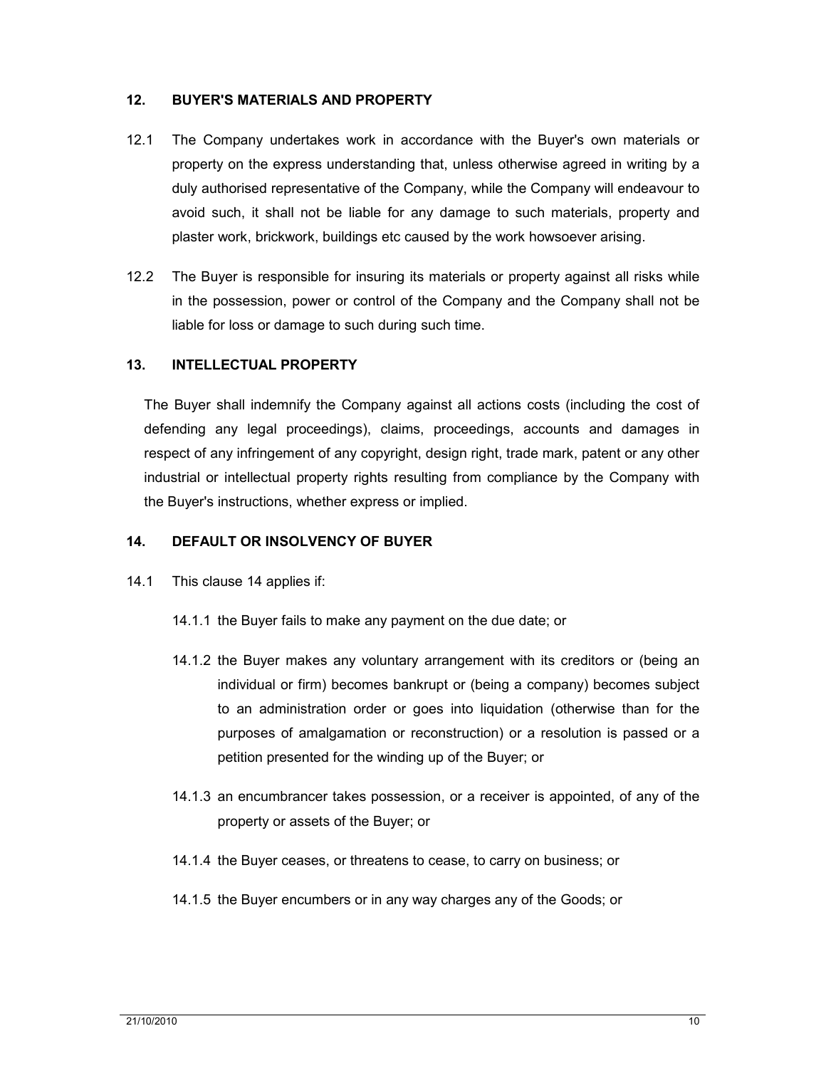## 12. BUYER'S MATERIALS AND PROPERTY

12.1 The Company undertakes work in accordance with the Buyer's own materials or property on the express understanding that, unless otherwise agreed in writing by a duly authorised representative of the Company, while the Company will endeavour to avoid such, it shall not be liable for any damage to such materials, property and plaster work, brickwork, buildings etc caused by the work howsoever arising.

12.2 The Buyer is responsible for insuring its materials or property against all risks while in the possession, power or control of the Company and the Company shall not be liable for loss or damage to such during such time.

## 13. INTELLECTUAL PROPERTY

The Buyer shall indemnify the Company against all actions costs (including the cost of defending any legal proceedings), claims, proceedings, accounts and damages in respect of any infringement of any copyright, design right, trade mark, patent or any other industrial or intellectual property rights resulting from compliance by the Company with the Buyer's instructions, whether express or implied.

## 14. DEFAULT OR INSOLVENCY OF BUYER

14.1 This clause 14 applies if:

14.1.1 the Buyer fails to make any payment on the due date; or

14.1.2 the Buyer makes any voluntary arrangement with its creditors or (being an individual or firm) becomes bankrupt or (being a company) becomes subject to an administration order or goes into liquidation (otherwise than for the purposes of amalgamation or reconstruction) or a resolution is passed or a petition presented for the winding up of the Buyer; or

14.1.3 an encumbrancer takes possession, or a receiver is appointed, of any of the property or assets of the Buyer; or

14.1.4 the Buyer ceases, or threatens to cease, to carry on business; or

14.1.5 the Buyer encumbers or in any way charges any of the Goods; or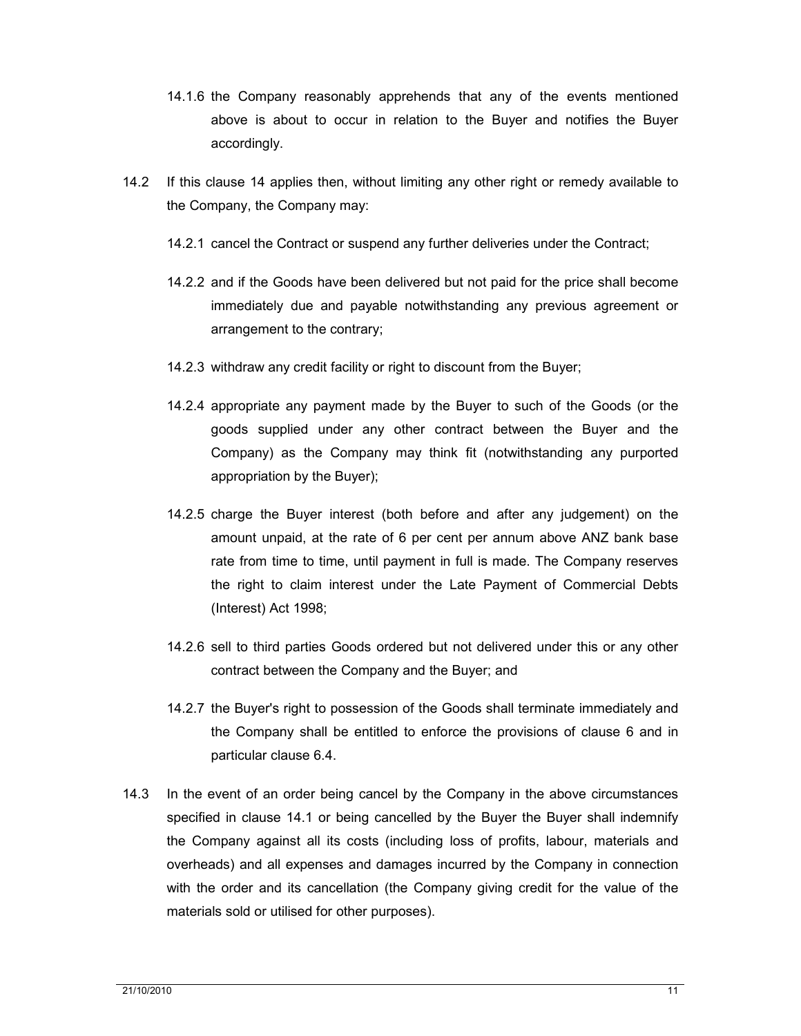14.1.6 the Company reasonably apprehends that any of the events mentioned above is about to occur in relation to the Buyer and notifies the Buyer accordingly.

14.2 If this clause 14 applies then, without limiting any other right or remedy available to the Company, the Company may:

14.2.1 cancel the Contract or suspend any further deliveries under the Contract;

14.2.2 and if the Goods have been delivered but not paid for the price shall become immediately due and payable notwithstanding any previous agreement or arrangement to the contrary;

14.2.3 withdraw any credit facility or right to discount from the Buyer;

14.2.4 appropriate any payment made by the Buyer to such of the Goods (or the goods supplied under any other contract between the Buyer and the Company) as the Company may think fit (notwithstanding any purported appropriation by the Buyer);

14.2.5 charge the Buyer interest (both before and after any judgement) on the amount unpaid, at the rate of 6 per cent per annum above ANZ bank base rate from time to time, until payment in full is made. The Company reserves the right to claim interest under the Late Payment of Commercial Debts (Interest) Act 1998;

14.2.6 sell to third parties Goods ordered but not delivered under this or any other contract between the Company and the Buyer; and

14.2.7 the Buyer's right to possession of the Goods shall terminate immediately and the Company shall be entitled to enforce the provisions of clause 6 and in particular clause 6.4.

14.3 In the event of an order being cancel by the Company in the above circumstances specified in clause 14.1 or being cancelled by the Buyer the Buyer shall indemnify the Company against all its costs (including loss of profits, labour, materials and overheads) and all expenses and damages incurred by the Company in connection with the order and its cancellation (the Company giving credit for the value of the materials sold or utilised for other purposes).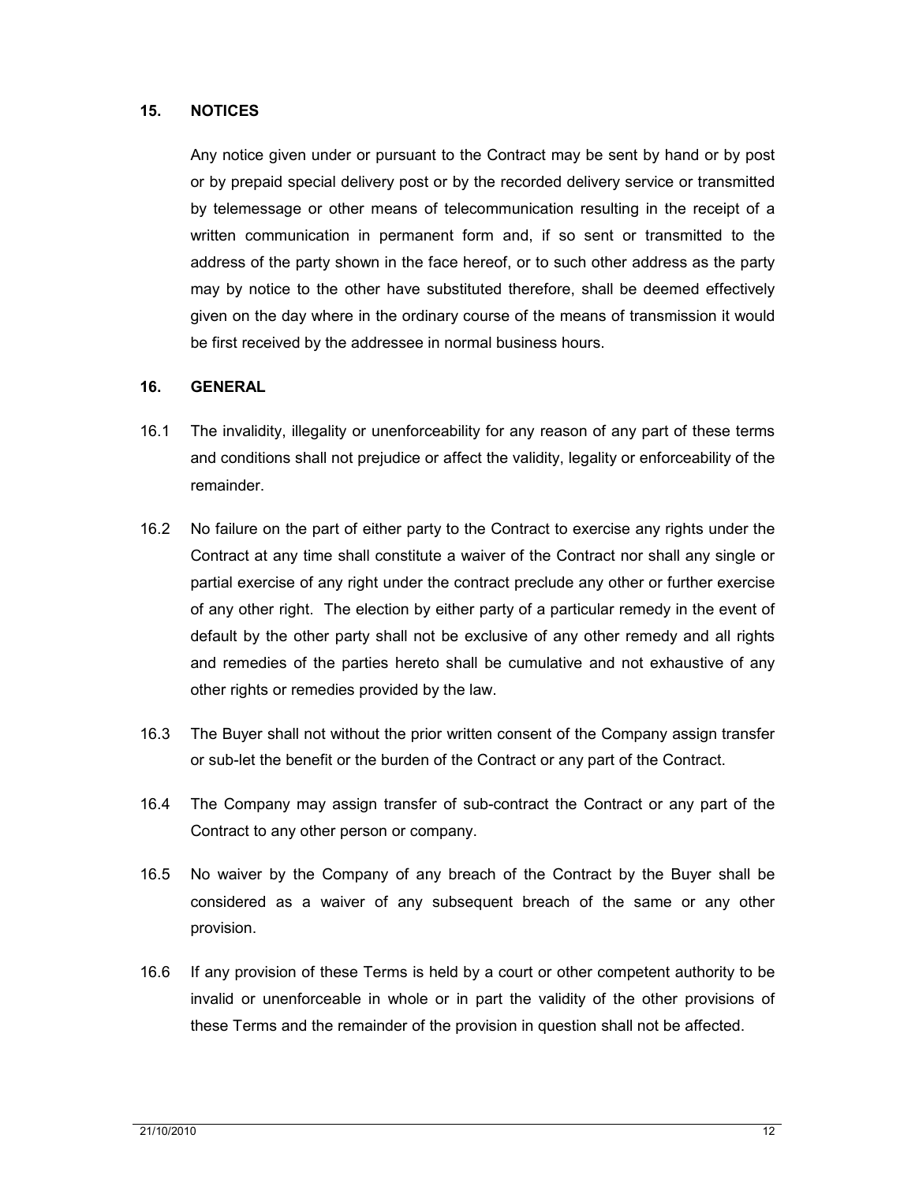## 15. NOTICES

Any notice given under or pursuant to the Contract may be sent by hand or by post or by prepaid special delivery post or by the recorded delivery service or transmitted by telemessage or other means of telecommunication resulting in the receipt of a written communication in permanent form and, if so sent or transmitted to the address of the party shown in the face hereof, or to such other address as the party may by notice to the other have substituted therefore, shall be deemed effectively given on the day where in the ordinary course of the means of transmission it would be first received by the addressee in normal business hours.

## 16. GENERAL

16.1 The invalidity, illegality or unenforceability for any reason of any part of these terms and conditions shall not prejudice or affect the validity, legality or enforceability of the remainder.

16.2 No failure on the part of either party to the Contract to exercise any rights under the Contract at any time shall constitute a waiver of the Contract nor shall any single or partial exercise of any right under the contract preclude any other or further exercise of any other right. The election by either party of a particular remedy in the event of default by the other party shall not be exclusive of any other remedy and all rights and remedies of the parties hereto shall be cumulative and not exhaustive of any other rights or remedies provided by the law.

16.3 The Buyer shall not without the prior written consent of the Company assign transfer or sub-let the benefit or the burden of the Contract or any part of the Contract.

16.4 The Company may assign transfer of sub-contract the Contract or any part of the Contract to any other person or company.

16.5 No waiver by the Company of any breach of the Contract by the Buyer shall be considered as a waiver of any subsequent breach of the same or any other provision.

16.6 If any provision of these Terms is held by a court or other competent authority to be invalid or unenforceable in whole or in part the validity of the other provisions of these Terms and the remainder of the provision in question shall not be affected.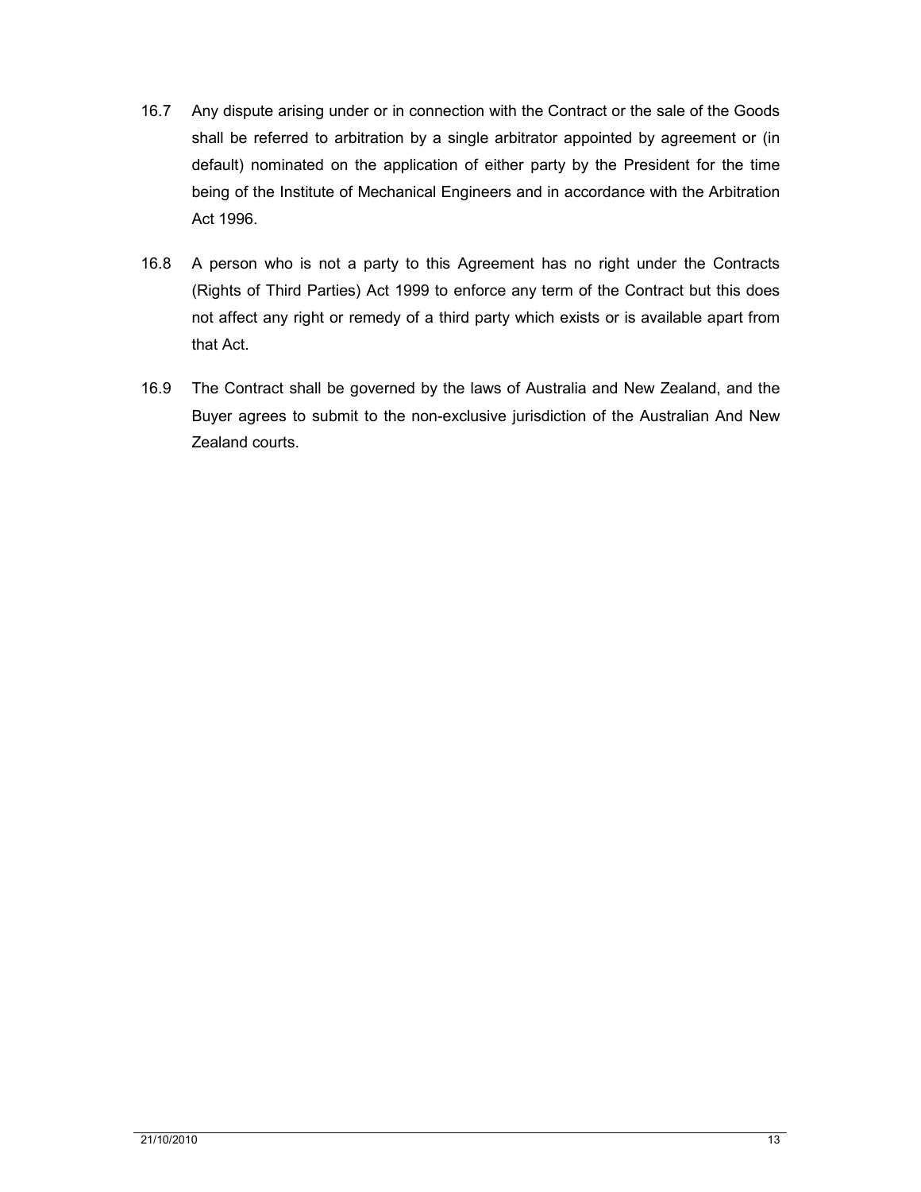16.7 Any dispute arising under or in connection with the Contract or the sale of the Goods shall be referred to arbitration by a single arbitrator appointed by agreement or (in default) nominated on the application of either party by the President for the time being of the Institute of Mechanical Engineers and in accordance with the Arbitration Act 1996.

16.8 A person who is not a party to this Agreement has no right under the Contracts (Rights of Third Parties) Act 1999 to enforce any term of the Contract but this does not affect any right or remedy of a third party which exists or is available apart from that Act.

16.9 The Contract shall be governed by the laws of Australia and New Zealand, and the Buyer agrees to submit to the non-exclusive jurisdiction of the Australian And New Zealand courts.